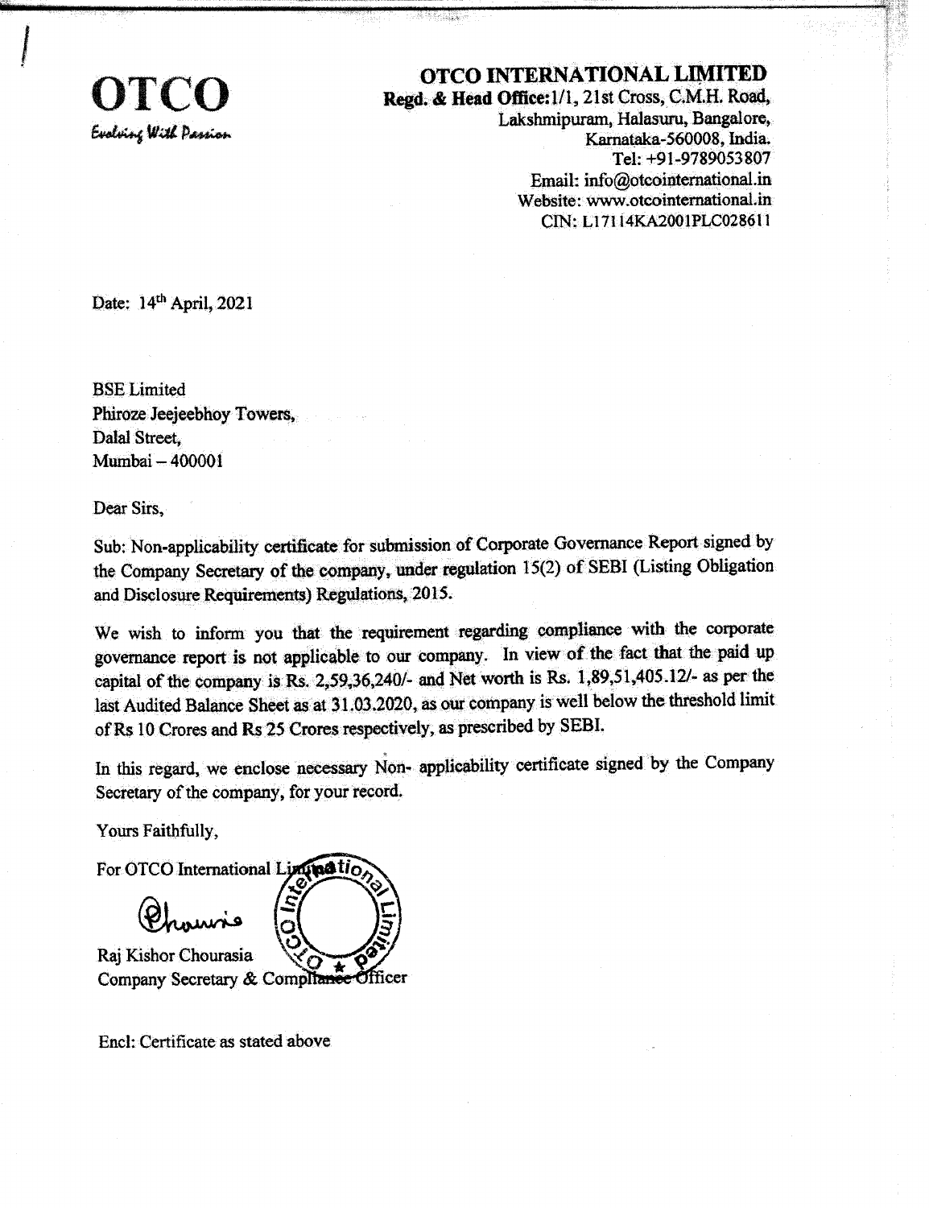**OTCO**
*Evolving With Passion*

## OTCO INTERNATIONAL LIMITED

**Regd. & Head Office:** 1/1, 21st Cross, C.M.H. Road,
Lakshmipuram, Halasuru, Bangalore,
Karnataka-560008, India.
Tel: +91-9789053807
Email: info@otcointernational.in
Website: www.otcointernational.in
CIN: L17114KA2001PLC028611

Date: 14th April, 2021

BSE Limited
Phiroze Jeejeebhoy Towers,
Dalal Street,
Mumbai – 400001

Dear Sirs,

Sub: Non-applicability certificate for submission of Corporate Governance Report signed by the Company Secretary of the company, under regulation 15(2) of SEBI (Listing Obligation and Disclosure Requirements) Regulations, 2015.

We wish to inform you that the requirement regarding compliance with the corporate governance report is not applicable to our company. In view of the fact that the paid up capital of the company is Rs. 2,59,36,240/- and Net worth is Rs. 1,89,51,405.12/- as per the last Audited Balance Sheet as at 31.03.2020, as our company is well below the threshold limit of Rs 10 Crores and Rs 25 Crores respectively, as prescribed by SEBI.

In this regard, we enclose necessary Non- applicability certificate signed by the Company Secretary of the company, for your record.

Yours Faithfully,

For OTCO International Limited

Raj Kishor Chourasia
Company Secretary & Compliance Officer

Encl: Certificate as stated above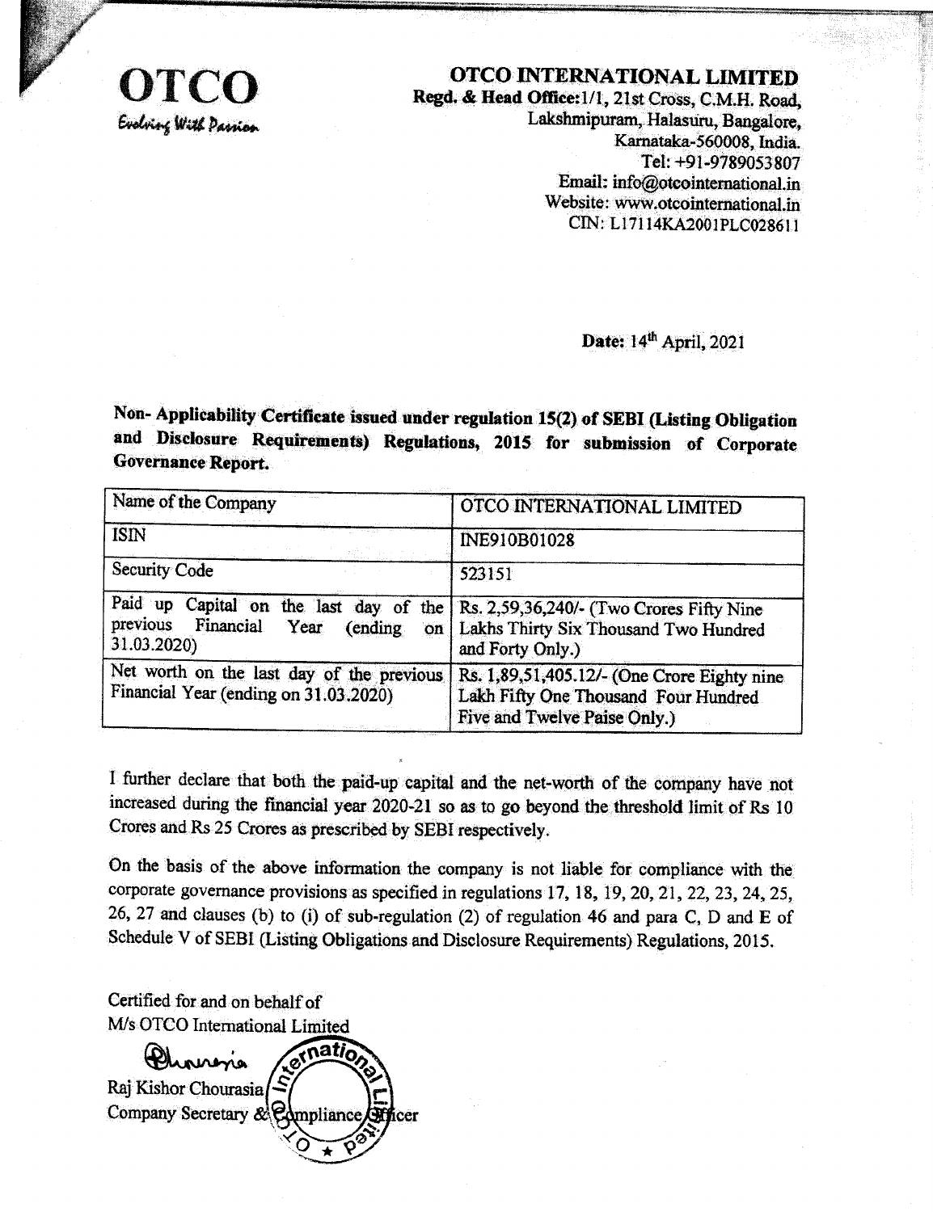**OTCO**
*Evolving With Passion*

**OTCO INTERNATIONAL LIMITED**
**Regd. & Head Office:** 1/1, 21st Cross, C.M.H. Road,
Lakshmipuram, Halasuru, Bangalore,
Karnataka-560008, India.
Tel: +91-9789053807
Email: info@otcointernational.in
Website: www.otcointernational.in
CIN: L17114KA2001PLC028611

**Date:** 14th April, 2021

**Non- Applicability Certificate issued under regulation 15(2) of SEBI (Listing Obligation and Disclosure Requirements) Regulations, 2015 for submission of Corporate Governance Report.**

| | |
|---|---|
| Name of the Company | OTCO INTERNATIONAL LIMITED |
| ISIN | INE910B01028 |
| Security Code | 523151 |
| Paid up Capital on the last day of the previous Financial Year (ending on 31.03.2020) | Rs. 2,59,36,240/- (Two Crores Fifty Nine Lakhs Thirty Six Thousand Two Hundred and Forty Only.) |
| Net worth on the last day of the previous Financial Year (ending on 31.03.2020) | Rs. 1,89,51,405.12/- (One Crore Eighty nine Lakh Fifty One Thousand Four Hundred Five and Twelve Paise Only.) |

I further declare that both the paid-up capital and the net-worth of the company have not increased during the financial year 2020-21 so as to go beyond the threshold limit of Rs 10 Crores and Rs 25 Crores as prescribed by SEBI respectively.

On the basis of the above information the company is not liable for compliance with the corporate governance provisions as specified in regulations 17, 18, 19, 20, 21, 22, 23, 24, 25, 26, 27 and clauses (b) to (i) of sub-regulation (2) of regulation 46 and para C, D and E of Schedule V of SEBI (Listing Obligations and Disclosure Requirements) Regulations, 2015.

Certified for and on behalf of
M/s OTCO International Limited

Raj Kishor Chourasia
Company Secretary & Compliance Officer